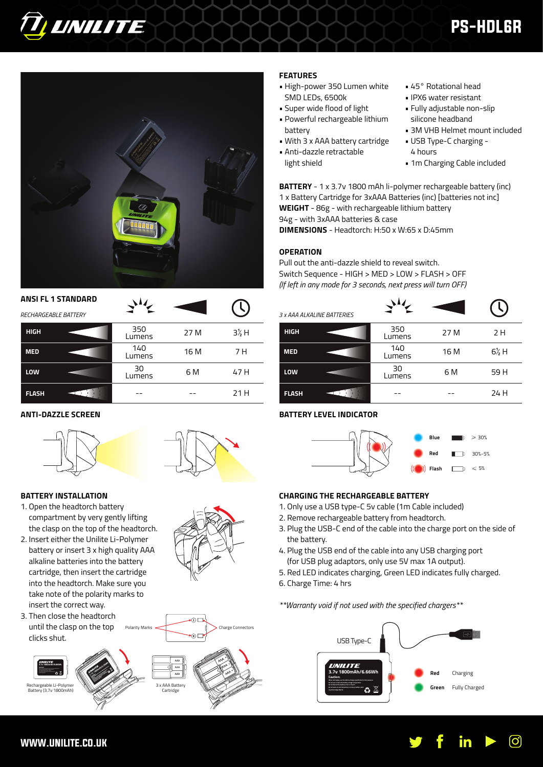# UNILITE

## PS-HDL6R

### FEATURES

- High-power 350 Lumen white SMD LEDs, 6500k
- Super wide flood of light
- Powerful rechargeable lithium battery
- With 3 x AAA battery cartridge
- Anti-dazzle retractable light shield
- 45° Rotational head
- IPX6 water resistant
- Fully adjustable non-slip silicone headband
- 3M VHB Helmet mount included
- USB Type-C charging - 4 hours
- 1m Charging Cable included

**BATTERY** - 1 x 3.7v 1800 mAh li-polymer rechargeable battery (inc)
1 x Battery Cartridge for 3xAAA Batteries (inc) [batteries not inc]
**WEIGHT** - 86g - with rechargeable lithium battery
94g - with 3xAAA batteries & case
**DIMENSIONS** - Headtorch: H:50 x W:65 x D:45mm

### OPERATION

Pull out the anti-dazzle shield to reveal switch.
Switch Sequence - HIGH > MED > LOW > FLASH > OFF
*(If left in any mode for 3 seconds, next press will turn OFF)*

### ANSI FL 1 STANDARD

*RECHARGEABLE BATTERY*

| Mode | Lumens | Beam Distance | Runtime |
|---|---|---|---|
| HIGH | 350 Lumens | 27 M | 3½ H |
| MED | 140 Lumens | 16 M | 7 H |
| LOW | 30 Lumens | 6 M | 47 H |
| FLASH | -- | -- | 21 H |

*3 x AAA ALKALINE BATTERIES*

| Mode | Lumens | Beam Distance | Runtime |
|---|---|---|---|
| HIGH | 350 Lumens | 27 M | 2 H |
| MED | 140 Lumens | 16 M | 6½ H |
| LOW | 30 Lumens | 6 M | 59 H |
| FLASH | -- | -- | 24 H |

### ANTI-DAZZLE SCREEN

### BATTERY LEVEL INDICATOR

| Indicator | Level |
|---|---|
| Blue | > 30% |
| Red | 30%-5% |
| Flash | < 5% |

### BATTERY INSTALLATION

1. Open the headtorch battery compartment by very gently lifting the clasp on the top of the headtorch.
2. Insert either the Unilite Li-Polymer battery or insert 3 x high quality AAA alkaline batteries into the battery cartridge, then insert the cartridge into the headtorch. Make sure you take note of the polarity marks to insert the correct way.
3. Then close the headtorch until the clasp on the top clicks shut.

Polarity Marks — Charge Connectors

Rechargeable Li-Polymer Battery (3.7v 1800mAh)

3 x AAA Battery Cartridge

### CHARGING THE RECHARGEABLE BATTERY

1. Only use a USB type-C 5v cable (1m Cable included)
2. Remove rechargeable battery from headtorch.
3. Plug the USB-C end of the cable into the charge port on the side of the battery.
4. Plug the USB end of the cable into any USB charging port (for USB plug adaptors, only use 5V max 1A output).
5. Red LED indicates charging, Green LED indicates fully charged.
6. Charge Time: 4 hrs

*\*\*Warranty void if not used with the specified chargers\*\**

USB Type-C

UNILITE 3.7v 1800mAh/6.66Wh

| LED | Status |
|---|---|
| Red | Charging |
| Green | Fully Charged |

WWW.UNILITE.CO.UK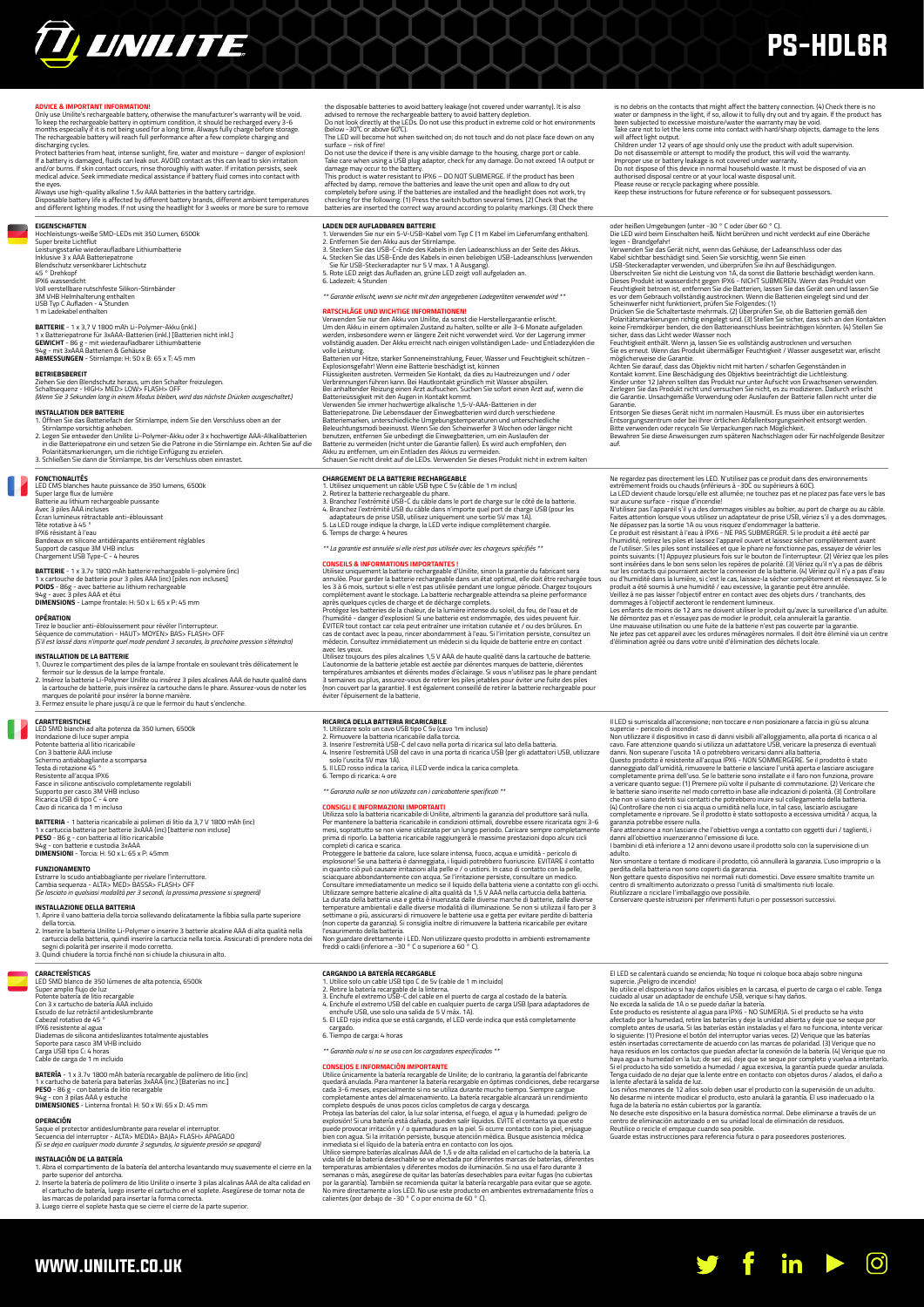# PS-HDL6R

## ADVICE & IMPORTANT INFORMATION!

Only use Unilite's rechargeable battery, otherwise the manufacturer's warranty will be void. To keep the rechargeable battery in optimum condition, it should be recharged every 3-6 months especially if it is not being used for a long time. Always fully charge before storage. The rechargeable battery will reach full performance after a few complete charging and discharging cycles.

Protect batteries from heat, intense sunlight, fire, water and moisture – danger of explosion! If a battery is damaged, fluids can leak out. AVOID contact as this can lead to skin irritation and/or burns. If skin contact occurs, rinse thoroughly with water. If irritation persists, seek medical advice. Seek immediate medical assistance if battery fluid comes into contact with the eyes.

Always use high-quality alkaline 1.5v AAA batteries in the battery cartridge.

Disposable battery life is affected by different battery brands, different ambient temperatures and different lighting modes. If not using the headlight for 3 weeks or more be sure to remove the disposable batteries to avoid battery leakage (not covered under warranty). It is also advised to remove the rechargeable battery to avoid battery depletion.

Do not look directly at the LEDs. Do not use this product in extreme cold or hot environments (below -30°C or above 60°C).

The LED will become hot when switched on; do not touch and do not place face down on any surface – risk of fire!

Do not use the device if there is any visible damage to the housing, charge port or cable. Take care when using a USB plug adaptor, check for any damage. Do not exceed 1A output or damage may occur to the battery.

This product is water resistant to IPX6 – DO NOT SUBMERGE. If the product has been affected by damp, remove the batteries and leave the unit open and allow to dry out completely before using. If the batteries are installed and the headlight does not work, try checking for the following: (1) Press the switch button several times. (2) Check that the batteries are inserted the correct way around according to polarity markings. (3) Check there is no debris on the contacts that might affect the battery connection. (4) Check there is no water or dampness in the light, if so, allow it to fully dry out and try again. If the product has been subjected to excessive moisture/water the warranty may be void.

Take care not to let the lens come into contact with hard/sharp objects, damage to the lens will affect light output.

Children under 12 years of age should only use the product with adult supervision.

Do not disassemble or attempt to modify the product, this will void the warranty.

Improper use or battery leakage is not covered under warranty.

Do not dispose of this device in normal household waste. It must be disposed of via an authorised disposal centre or at your local waste disposal unit.

Please reuse or recycle packaging where possible.

Keep these instructions for future reference or for subsequent possessors.

## EIGENSCHAFTEN

Hochleistungs-weiße SMD-LEDs mit 350 Lumen, 6500k
Super breite Lichtflut
Leistungsstarke wiederaufladbare Lithiumbatterie
Inklusive 3 x AAA Batteriepatrone
Blendschutz versenkbarer Lichtschutz
45 ° Drehkopf
IPX6 wasserdicht
Voll verstellbare rutschfeste Silikon-Stirnbänder
3M VHB Helmhalterung enthalten
USB Typ C Aufladen - 4 Stunden
1 m Ladekabel enthalten

**BATTERIE** - 1 x 3,7 V 1800 mAh Li-Polymer-Akku (inkl.)
1 x Batteriepatrone für 3xAAA-Batterien (inkl.) [Batterien nicht inkl.]
**GEWICHT** - 86 g - mit wiederaufladbarer Lithiumbatterie
94g - mit 3xAAA Batterien & Gehäuse
**ABMESSUNGEN** - Stirnlampe: H: 50 x B: 65 x T: 45 mm

### BETRIEBSBEREIT

Ziehen Sie den Blendschutz heraus, um den Schalter freizulegen.
Schaltsequenz - HIGH> MED> LOW> FLASH> OFF
*(Wenn Sie 3 Sekunden lang in einem Modus bleiben, wird das nächste Drücken ausgeschaltet.)*

### INSTALLATION DER BATTERIE

1. Öffnen Sie das Batteriefach der Stirnlampe, indem Sie den Verschluss oben an der Stirnlampe vorsichtig anheben.
2. Legen Sie entweder den Unilite Li-Polymer-Akku oder 3 x hochwertige AAA-Alkalibatterien in die Batteriepatrone ein und setzen Sie die Patrone in die Stirnlampe ein. Achten Sie auf die Polaritätsmarkierungen, um die richtige Einfügung zu erzielen.
3. Schließen Sie dann die Stirnlampe, bis der Verschluss oben einrastet.

### LADEN DER AUFLADBAREN BATTERIE

1. Verwenden Sie nur ein 5-V-USB-Kabel vom Typ C (1 m Kabel im Lieferumfang enthalten).
2. Entfernen Sie den Akku aus der Stirnlampe.
3. Stecken Sie das USB-C-Ende des Kabels in den Ladeanschluss an der Seite des Akkus.
4. Stecken Sie das USB-Ende des Kabels in einen beliebigen USB-Ladeanschluss (verwenden Sie für USB-Steckeradapter nur 5 V max. 1 A Ausgang).
5. Rote LED zeigt das Aufladen an, grüne LED zeigt voll aufgeladen an.
6. Ladezeit: 4 Stunden

*\*\* Garantie erlischt, wenn sie nicht mit den angegebenen Ladegeräten verwendet wird \*\**

### RATSCHLÄGE UND WICHTIGE INFORMATIONEN!

Verwenden Sie nur den Akku von Unilite, da sonst die Herstellergarantie erlischt. Um den Akku in einem optimalen Zustand zu halten, sollte er alle 3-6 Monate aufgeladen werden, insbesondere wenn er längere Zeit nicht verwendet wird. Vor der Lagerung immer vollständig aufladen. Der Akku erreicht nach einigen vollständigen Lade- und Entladezyklen die volle Leistung.

Batterien vor Hitze, starker Sonneneinstrahlung, Feuer, Wasser und Feuchtigkeit schützen - Explosionsgefahr! Wenn eine Batterie beschädigt ist, können Flüssigkeiten austreten. Vermeiden Sie Kontakt, da dies zu Hautreizungen und / oder Verbrennungen führen kann. Bei Hautkontakt gründlich mit Wasser abspülen. Bei anhaltender Reizung einen Arzt aufsuchen. Suchen Sie sofort einen Arzt auf, wenn die Batterieflüssigkeit mit den Augen in Kontakt kommt.

Verwenden Sie immer hochwertige alkalische 1,5-V-AAA-Batterien in der Batteriepatrone. Die Lebensdauer der Einwegbatterien wird durch verschiedene Batteriemarken, unterschiedliche Umgebungstemperaturen und unterschiedliche Beleuchtungsmodi beeinflusst. Wenn Sie den Scheinwerfer 3 Wochen oder länger nicht benutzen, entfernen Sie unbedingt die Einwegbatterien, um ein Auslaufen der Batterie zu vermeiden (nicht unter die Garantie fallen). Es wird auch empfohlen, den Akku zu entfernen, um ein Entladen des Akkus zu vermeiden.

Schauen Sie nicht direkt auf die LEDs. Verwenden Sie dieses Produkt nicht in extrem kalten oder heißen Umgebungen (unter -30 ° C oder über 60 ° C).

Die LED wird beim Einschalten heiß. Nicht berühren und nicht verdeckt auf eine Oberfläche legen - Brandgefahr!

Verwenden Sie das Gerät nicht, wenn das Gehäuse, der Ladeanschluss oder das Kabel sichtbar beschädigt sind. Seien Sie vorsichtig, wenn Sie einen USB-Steckeradapter verwenden, und überprüfen Sie ihn auf Beschädigungen. Überschreiten Sie nicht die Leistung von 1A, da sonst die Batterie beschädigt werden kann.

Dieses Produkt ist wasserdicht gegen IPX6 - NICHT SUBMERGEN. Wenn das Produkt von Feuchtigkeit betroffen ist, entfernen Sie die Batterien, lassen Sie das Gerät offen und lassen Sie es vor dem Gebrauch vollständig austrocknen. Wenn die Batterien eingelegt sind und der Scheinwerfer nicht funktioniert, prüfen Sie Folgendes: (1) Drücken Sie die Schaltertaste mehrmals. (2) Überprüfen Sie, ob die Batterien gemäß den Polaritätsmarkierungen richtig eingelegt sind. (3) Stellen Sie sicher, dass sich an den Kontakten keine Fremdkörper befinden, die den Batterieanschluss beeinträchtigen könnten. (4) Stellen Sie sicher, dass das Licht weder Wasser noch Feuchtigkeit enthält. Wenn ja, lassen Sie es vollständig austrocknen und versuchen Sie es erneut. Wenn das Produkt übermäßiger Feuchtigkeit / Wasser ausgesetzt war, erlischt möglicherweise die Garantie.

Achten Sie darauf, dass das Objektiv nicht mit harten / scharfen Gegenständen in Kontakt kommt. Eine Beschädigung des Objektivs beeinträchtigt die Lichtleistung.

Kinder unter 12 Jahren sollten das Produkt nur unter Aufsicht von Erwachsenen verwenden.

Zerlegen Sie das Produkt nicht und versuchen Sie nicht, es zu modifizieren. Dadurch erlischt die Garantie. Unsachgemäße Verwendung oder Auslaufen der Batterie fallen nicht unter die Garantie.

Entsorgen Sie dieses Gerät nicht im normalen Hausmüll. Es muss über ein autorisiertes Entsorgungszentrum oder bei Ihrer örtlichen Abfallentsorgungseinheit entsorgt werden.

Bitte verwenden oder recyceln Sie Verpackungen nach Möglichkeit.

Bewahren Sie diese Anweisungen zum späteren Nachschlagen oder für nachfolgende Besitzer auf.

## FONCTIONALITÉS

LED CMS blanches haute puissance de 350 lumens, 6500k
Super large flux de lumière
Batterie au lithium rechargeable puissante
Avec 3 piles AAA incluses
Écran lumineux rétractable anti-éblouissant
Tête rotative à 45 °
IPX6 résistant à l'eau
Bandeaux en silicone antidérapants entièrement réglables
Support de casque 3M VHB inclus
Chargement USB Type-C - 4 heures

**BATTERIE** - 1 x 3.7v 1800 mAh batterie rechargeable li-polymère (inc)
1 x cartouche de batterie pour 3 piles AAA (inc) [piles non incluses]
**POIDS** - 86g - avec batterie au lithium rechargeable
94g - avec 3 piles AAA et étui
**DIMENSIONS** - Lampe frontale: H: 50 x L: 65 x P: 45 mm

### OPÉRATION

Tirez le bouclier anti-éblouissement pour révéler l'interrupteur.
Séquence de commutation - HAUT> MOYEN> BAS> FLASH> OFF
*(S'il est laissé dans n'importe quel mode pendant 3 secondes, la prochaine pression s'éteindra)*

### INSTALLATION DE LA BATTERIE

1. Ouvrez le compartiment des piles de la lampe frontale en soulevant très délicatement le fermoir sur le dessus de la lampe frontale.
2. Insérez la batterie Li-Polymer Unilite ou insérez 3 piles alcalines AAA de haute qualité dans la cartouche de batterie, puis insérez la cartouche dans le phare. Assurez-vous de noter les marques de polarité pour insérer la bonne manière.
3. Fermez ensuite le phare jusqu'à ce que le fermoir du haut s'enclenche.

### CHARGEMENT DE LA BATTERIE RECHARGEABLE

1. Utilisez uniquement un câble USB type C 5v (câble de 1 m inclus)
2. Retirez la batterie rechargeable du phare.
3. Branchez l'extrémité USB-C du câble dans le port de charge sur le côté de la batterie.
4. Branchez l'extrémité USB du câble dans n'importe quel port de charge USB (pour les adaptateurs de prise USB, utilisez uniquement une sortie 5V max 1A).
5. La LED rouge indique la charge, la LED verte indique complètement chargée.
6. Temps de charge: 4 heures

*\*\* La garantie est annulée si elle n'est pas utilisée avec les chargeurs spécifiés \*\**

### CONSEILS & INFORMATIONS IMPORTANTES !

Utilisez uniquement la batterie rechargeable d'Unilite, sinon la garantie du fabricant sera annulée. Pour garder la batterie rechargeable dans un état optimal, elle doit être rechargée tous les 3 à 6 mois, surtout si elle n'est pas utilisée pendant une longue période. Chargez toujours complètement avant le stockage. La batterie rechargeable atteindra sa pleine performance après quelques cycles de charge et de décharge complets.

Protégez les batteries de la chaleur, de la lumière intense du soleil, du feu, de l'eau et de l'humidité - danger d'explosion! Si une batterie est endommagée, des fluides peuvent fuir. ÉVITER tout contact car cela peut entraîner une irritation cutanée et / ou des brûlures. En cas de contact avec la peau, rincer abondamment à l'eau. Si l'irritation persiste, consultez un médecin. Consultez immédiatement un médecin si du liquide de batterie entre en contact avec les yeux.

Utilisez toujours des piles alcalines 1,5 V AAA de haute qualité dans la cartouche de batterie. L'autonomie de la batterie jetable est affectée par différentes marques de batterie, différentes températures ambiantes et différents modes d'éclairage. Si vous n'utilisez pas le phare pendant 3 semaines ou plus, assurez-vous de retirer les piles jetables pour éviter une fuite des piles (non couvert par la garantie). Il est également conseillé de retirer la batterie rechargeable pour éviter l'épuisement de la batterie.

Ne regardez pas directement les LED. N'utilisez pas ce produit dans des environnements extrêmement froids ou chauds (inférieurs à -30C ou supérieurs à 60C).

La LED devient chaude lorsqu'elle est allumée; ne touchez pas et ne placez pas face vers le bas sur aucune surface - risque d'incendie!

N'utilisez pas l'appareil s'il y a des dommages visibles au boîtier, au port de charge ou au câble. Faites attention lorsque vous utilisez un adaptateur de prise USB, vérifiez s'il y a des dommages. Ne dépassez pas la sortie 1A ou vous risquez d'endommager la batterie.

Ce produit est résistant à l'eau à IPX6 – NE PAS SUBMERGER. Si le produit a été affecté par l'humidité, retirez les piles et laissez l'appareil ouvert et laissez sécher complètement avant de l'utiliser. Si les piles sont installées et que le phare ne fonctionne pas, essayez de vérifier les points suivants: (1) Appuyez plusieurs fois sur le bouton de l'interrupteur. (2) Vérifiez que les piles sont insérées dans le bon sens selon les repères de polarité. (3) Vérifiez qu'il n'y a pas de débris sur les contacts qui pourraient affecter la connexion de la batterie. (4) Vérifiez qu'il n'y a pas d'eau ou d'humidité dans la lumière, si c'est le cas, laissez-la sécher complètement et réessayez. Si le produit a été soumis à une humidité / eau excessive, la garantie peut être annulée.

Veillez à ne pas laisser l'objectif entrer en contact avec des objets durs / tranchants, des dommages à l'objectif accèderont le rendement lumineux.

Les enfants de moins de 12 ans ne doivent utiliser le produit qu'avec la surveillance d'un adulte.

Ne démontez pas et n'essayez pas de modifier le produit, cela annulerait la garantie.

Une mauvaise utilisation ou une fuite de la batterie n'est pas couverte par la garantie.

Ne jetez pas cet appareil avec les ordures ménagères normales. Il doit être éliminé via un centre d'élimination agréé ou dans votre unité d'élimination des déchets locale.

## CARATTERISTICHE

LED SMD bianchi ad alta potenza da 350 lumen, 6500k
Inondazione di luce super ampia
Potente batteria al litio ricaricabile
Con 3 batterie AAA incluse
Schermo antiabbagliante a scomparsa
Testa di rotazione 45 °
Resistente all'acqua IPX6
Fasce in silicone antiscivolo completamente regolabili
Supporto per casco 3M VHB incluso
Ricarica USB di tipo C - 4 ore
Cavo di ricarica da 1 m incluso

**BATTERIA** - 1 batteria ricaricabile ai polimeri di litio da 3,7 V 1800 mAh (inc)
1 x cartuccia batteria per batterie 3xAAA (inc) [batterie non incluse]
**PESO** - 86 g - con batteria al litio ricaricabile
94g - con batterie e custodia 3xAAA
**DIMENSIONI** - Torcia: H: 50 x L: 65 x P: 45mm

### FUNZIONAMENTO

Estrarre lo scudo antiabbagliante per rivelare l'interruttore.
Cambia sequenza - ALTA> MED> BASSA> FLASH> OFF
*(Se lasciato in qualsiasi modalità per 3 secondi, la prossima pressione si spegnerà)*

### INSTALLAZIONE DELLA BATTERIA

1. Aprire il vano batteria della torcia sollevando delicatamente la fibbia sulla parte superiore della torcia.
2. Inserire la batteria Unilite Li-Polymer o inserire 3 batterie alcaline AAA di alta qualità nella cartuccia della batteria, quindi inserire la cartuccia nella torcia. Assicurati di prendere nota dei segni di polarità per inserire il modo corretto.
3. Quindi chiudere la torcia finché non si chiude la chiusura in alto.

### RICARICA DELLA BATTERIA RICARICABILE

1. Utilizzare solo un cavo USB tipo C 5v (cavo 1m incluso)
2. Rimuovere la batteria ricaricabile dalla torcia.
3. Inserire l'estremità USB-C del cavo nella porta di ricarica sul lato della batteria.
4. Inserire l'estremità USB del cavo in una porta di ricarica USB (per gli adattatori USB, utilizzare solo l'uscita 5V max 1A).
5. Il LED rosso indica la carica, il LED verde indica la carica completa.
6. Tempo di ricarica: 4 ore

*\*\* Garanzia nulla se non utilizzata con i caricabatterie specificati \*\**

### CONSIGLI E INFORMAZIONI IMPORTANTI

Utilizza solo la batteria ricaricabile di Unilite, altrimenti la garanzia del produttore sarà nulla. Per mantenere la batteria ricaricabile in condizioni ottimali, dovrebbe essere ricaricata ogni 3-6 mesi, soprattutto se non viene utilizzata per un lungo periodo. Caricare sempre completamente prima di riporlo. La batteria ricaricabile raggiungerà le massime prestazioni dopo alcuni cicli completi di carica e scarica.

Proteggere le batterie da calore, luce solare intensa, fuoco, acqua e umidità - pericolo di esplosione! Se una batteria è danneggiata, i liquidi potrebbero fuoriuscire. EVITARE il contatto in quanto ciò può causare irritazioni alla pelle e / o ustioni. In caso di contatto con la pelle, sciacquare abbondantemente con acqua. Se l'irritazione persiste, consultare un medico. Consultare immediatamente un medico se il liquido della batteria viene a contatto con gli occhi.

Utilizzare sempre batterie alcaline di alta qualità da 1,5 V AAA nella cartuccia della batteria. La durata della batteria usa e getta è influenzata dalle diverse marche di batterie, dalle diverse temperature ambientali e dalle diverse modalità di illuminazione. Se non si utilizza il faro per 3 settimane o più, assicurarsi di rimuovere le batterie usa e getta per evitare perdite di batteria (non coperte da garanzia). Si consiglia inoltre di rimuovere la batteria ricaricabile per evitare l'esaurimento della batteria.

Non guardare direttamente i LED. Non utilizzare questo prodotto in ambienti estremamente freddi o caldi (inferiore a -30 ° C o superiore a 60 ° C).

Il LED si surriscalda all'accensione; non toccare e non posizionare a faccia in giù su alcuna superficie – pericolo di incendio!

Non utilizzare il dispositivo in caso di danni visibili all'alloggiamento, alla porta di ricarica o al cavo. Fare attenzione quando si utilizza un adattatore USB, verificare la presenza di eventuali danni. Non superare l'uscita 1A o potrebbero verificarsi danni alla batteria.

Questo prodotto è resistente all'acqua IPX6 - NON SOMMERGERE. Se il prodotto è stato danneggiato dall'umidità, rimuovere le batterie e lasciare l'unità aperta e lasciare asciugare completamente prima dell'uso. Se le batterie sono installate e il faro non funziona, provare a verificare quanto segue: (1) Premere più volte il pulsante di commutazione. (2) Verificare che le batterie siano inserite nel modo corretto in base alle indicazioni di polarità. (3) Controllare che non vi siano detriti sui contatti che potrebbero influire sul collegamento della batteria. (4) Controllare che non ci sia acqua o umidità nella luce, in tal caso, lasciarlo asciugare completamente e riprovare. Se il prodotto è stato sottoposto a eccessiva umidità / acqua, la garanzia potrebbe essere nulla.

Fare attenzione a non lasciare che l'obiettivo venga a contatto con oggetti duri / taglienti, i danni all'obiettivo influenzeranno l'emissione di luce.

I bambini di età inferiore a 12 anni devono usare il prodotto solo con la supervisione di un adulto.

Non smontare o tentare di modificare il prodotto, ciò annullerà la garanzia. L'uso improprio o la perdita della batteria non sono coperti da garanzia.

Non gettare questo dispositivo nei normali rifiuti domestici. Deve essere smaltito tramite un centro di smaltimento autorizzato o presso l'unità di smaltimento rifiuti locale.

Riutilizzare o riciclare l'imballaggio ove possibile.

Conservare queste istruzioni per riferimenti futuri o per possessori successivi.

## CARACTERÍSTICAS

LED SMD blanco de 350 lúmenes de alta potencia, 6500k
Super amplio flujo de luz
Potente batería de litio recargable
Con 3 x cartucho de batería AAA incluido
Escudo de luz retráctil antideslumbrante
Cabezal rotativo de 45 °
IPX6 resistente al agua
Diademas de silicona antideslizantes totalmente ajustables
Soporte para casco 3M VHB incluido
Carga USB tipo C: 4 horas
Cable de carga de 1 m incluido

**BATERÍA** - 1 x 3.7v 1800 mAh batería recargable de polímero de litio (inc)
1 x cartucho de batería para baterías 3xAAA (inc.) [Baterías no inc.]
**PESO** - 86 g - con batería de litio recargable
94g - con 3 pilas AAA y estuche
**DIMENSIONES** - Linterna frontal: H: 50 x W: 65 x D: 45 mm

### OPERACIÓN

Saque el protector antideslumbrante para revelar el interruptor.
Secuencia del interruptor - ALTA> MEDIA> BAJA> FLASH> APAGADO
*(Si se deja en cualquier modo durante 3 segundos, la siguiente presión se apagará)*

### INSTALACIÓN DE LA BATERÍA

1. Abra el compartimento de la batería del antorcha levantando muy suavemente el cierre en la parte superior del antorcha.
2. Inserte la batería de polímero de litio Unilite o inserte 3 pilas alcalinas AAA de alta calidad en el cartucho de batería, luego inserte el cartucho en el soplete. Asegúrese de tomar nota de las marcas de polaridad para insertar la forma correcta.
3. Luego cierre el soplete hasta que se cierre el cierre de la parte superior.

### CARGANDO LA BATERÍA RECARGABLE

1. Utilice solo un cable USB tipo C de 5v (cable de 1 m incluido)
2. Retire la batería recargable de la linterna.
3. Enchufe el extremo USB-C del cable en el puerto de carga al costado de la batería.
4. Enchufe el extremo USB del cable en cualquier puerto de carga USB (para adaptadores de enchufe USB, use solo una salida de 5 V máx. 1A).
5. El LED rojo indica que se está cargando, el LED verde indica que está completamente cargado.
6. Tiempo de carga: 4 horas

*\*\* Garantía nula si no se usa con los cargadores especificados \*\**

### CONSEJOS E INFORMACIÓN IMPORTANTE

Utilice únicamente la batería recargable de Unilite; de lo contrario, la garantía del fabricante quedará anulada. Para mantener la batería recargable en óptimas condiciones, debe recargarse cada 3-6 meses, especialmente si no se utiliza durante mucho tiempo. Siempre cargue completamente antes del almacenamiento. La batería recargable alcanzará un rendimiento completo después de unos pocos ciclos completos de carga y descarga.

Proteja las baterías del calor, la luz solar intensa, el fuego, el agua y la humedad: ¡peligro de explosión! Si una batería está dañada, pueden salir líquidos. EVITE el contacto ya que esto puede provocar irritación y / o quemaduras en la piel. Si ocurre contacto con la piel, enjuague bien con agua. Si la irritación persiste, busque atención médica. Busque asistencia médica inmediata si el líquido de la batería entra en contacto con los ojos.

Utilice siempre baterías alcalinas AAA de 1,5 v de alta calidad en el cartucho de la batería. La vida útil de la batería desechable se ve afectada por diferentes marcas de baterías, diferentes temperaturas ambientales y diferentes modos de iluminación. Si no usa el faro durante 3 semanas o más, asegúrese de quitar las baterías desechables para evitar fugas (no cubiertas por la garantía). También se recomienda quitar la batería recargable para evitar que se agote.

No mire directamente a los LED. No use este producto en ambientes extremadamente fríos o calientes (por debajo de -30 ° C o por encima de 60 ° C).

El LED se calentará cuando se encienda; No toque ni coloque boca abajo sobre ninguna superficie. ¡Peligro de incendio!

No utilice el dispositivo si hay daños visibles en la carcasa, el puerto de carga o el cable. Tenga cuidado al usar un adaptador de enchufe USB, verifique si hay daños.

No exceda la salida de 1A o se puede dañar la batería.

Este producto es resistente al agua para IPX6 - NO SUMERJA. Si el producto se ha visto afectado por la humedad, retire las baterías y deje la unidad abierta y deje que se seque por completo antes de usarla. Si las baterías están instaladas y el faro no funciona, intente verificar lo siguiente: (1) Presione el botón del interruptor varias veces. (2) Verifique que las baterías estén insertadas correctamente de acuerdo con las marcas de polaridad. (3) Verifique que no haya residuos en los contactos que puedan afectar la conexión de la batería. (4) Verifique que no haya agua o humedad en la luz; de ser así, deje que se seque por completo y vuelva a intentarlo. Si el producto ha sido sometido a humedad / agua excesiva, la garantía puede quedar anulada.

Tenga cuidado de no dejar que la lente entre en contacto con objetos duros / afilados, el daño a la lente afectará la salida de luz.

Los niños menores de 12 años solo deben usar el producto con la supervisión de un adulto.

No desarme ni intente modificar el producto, esto anulará la garantía. El uso inadecuado o la fuga de la batería no están cubiertos por la garantía.

No deseche este dispositivo en la basura doméstica normal. Debe eliminarse a través de un centro de eliminación autorizado o en su unidad local de eliminación de residuos.

Reutilice o recicle el empaque cuando sea posible.

Guarde estas instrucciones para referencia futura o para poseedores posteriores.

WWW.UNILITE.CO.UK